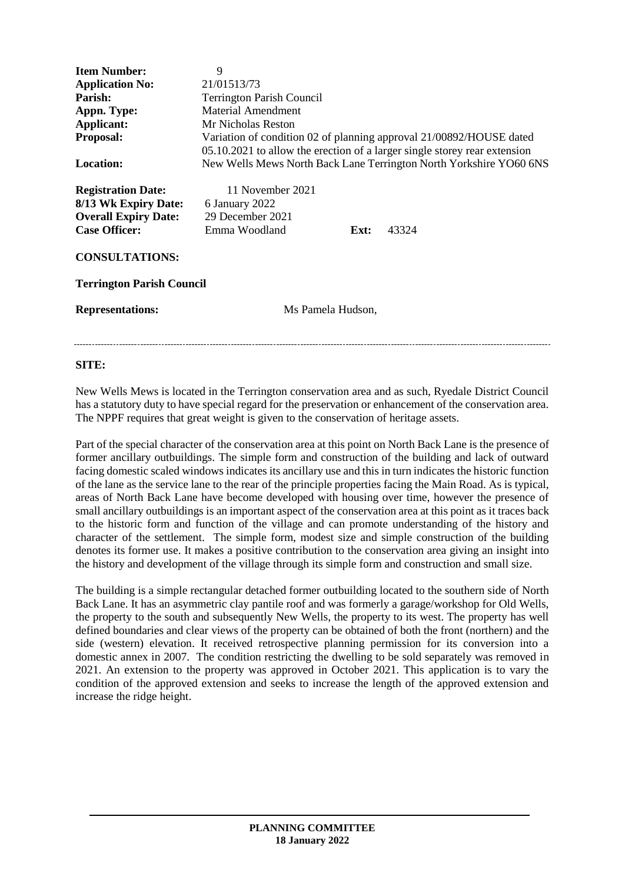| | | | |
|---|---|---|---|
| **Item Number:** | 9 | | |
| **Application No:** | 21/01513/73 | | |
| **Parish:** | Terrington Parish Council | | |
| **Appn. Type:** | Material Amendment | | |
| **Applicant:** | Mr Nicholas Reston | | |
| **Proposal:** | Variation of condition 02 of planning approval 21/00892/HOUSE dated 05.10.2021 to allow the erection of a larger single storey rear extension | | |
| **Location:** | New Wells Mews North Back Lane Terrington North Yorkshire YO60 6NS | | |
| **Registration Date:** | 11 November 2021 | | |
| **8/13 Wk Expiry Date:** | 6 January 2022 | | |
| **Overall Expiry Date:** | 29 December 2021 | | |
| **Case Officer:** | Emma Woodland | **Ext:** | 43324 |

**CONSULTATIONS:**

**Terrington Parish Council**

**Representations:** Ms Pamela Hudson,

---

**SITE:**

New Wells Mews is located in the Terrington conservation area and as such, Ryedale District Council has a statutory duty to have special regard for the preservation or enhancement of the conservation area. The NPPF requires that great weight is given to the conservation of heritage assets.

Part of the special character of the conservation area at this point on North Back Lane is the presence of former ancillary outbuildings. The simple form and construction of the building and lack of outward facing domestic scaled windows indicates its ancillary use and this in turn indicates the historic function of the lane as the service lane to the rear of the principle properties facing the Main Road. As is typical, areas of North Back Lane have become developed with housing over time, however the presence of small ancillary outbuildings is an important aspect of the conservation area at this point as it traces back to the historic form and function of the village and can promote understanding of the history and character of the settlement. The simple form, modest size and simple construction of the building denotes its former use. It makes a positive contribution to the conservation area giving an insight into the history and development of the village through its simple form and construction and small size.

The building is a simple rectangular detached former outbuilding located to the southern side of North Back Lane. It has an asymmetric clay pantile roof and was formerly a garage/workshop for Old Wells, the property to the south and subsequently New Wells, the property to its west. The property has well defined boundaries and clear views of the property can be obtained of both the front (northern) and the side (western) elevation. It received retrospective planning permission for its conversion into a domestic annex in 2007. The condition restricting the dwelling to be sold separately was removed in 2021. An extension to the property was approved in October 2021. This application is to vary the condition of the approved extension and seeks to increase the length of the approved extension and increase the ridge height.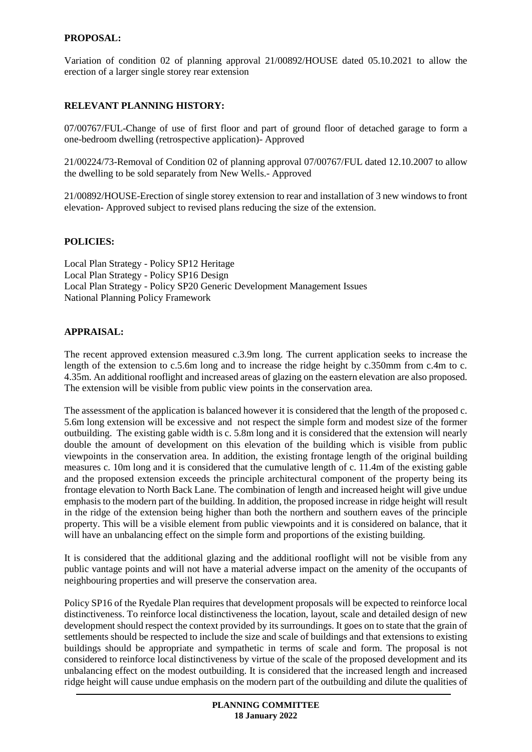**PROPOSAL:**

Variation of condition 02 of planning approval 21/00892/HOUSE dated 05.10.2021 to allow the erection of a larger single storey rear extension

**RELEVANT PLANNING HISTORY:**

07/00767/FUL-Change of use of first floor and part of ground floor of detached garage to form a one-bedroom dwelling (retrospective application)- Approved

21/00224/73-Removal of Condition 02 of planning approval 07/00767/FUL dated 12.10.2007 to allow the dwelling to be sold separately from New Wells.- Approved

21/00892/HOUSE-Erection of single storey extension to rear and installation of 3 new windows to front elevation- Approved subject to revised plans reducing the size of the extension.

**POLICIES:**

Local Plan Strategy - Policy SP12 Heritage
Local Plan Strategy - Policy SP16 Design
Local Plan Strategy - Policy SP20 Generic Development Management Issues
National Planning Policy Framework

**APPRAISAL:**

The recent approved extension measured c.3.9m long. The current application seeks to increase the length of the extension to c.5.6m long and to increase the ridge height by c.350mm from c.4m to c. 4.35m. An additional rooflight and increased areas of glazing on the eastern elevation are also proposed. The extension will be visible from public view points in the conservation area.

The assessment of the application is balanced however it is considered that the length of the proposed c. 5.6m long extension will be excessive and not respect the simple form and modest size of the former outbuilding. The existing gable width is c. 5.8m long and it is considered that the extension will nearly double the amount of development on this elevation of the building which is visible from public viewpoints in the conservation area. In addition, the existing frontage length of the original building measures c. 10m long and it is considered that the cumulative length of c. 11.4m of the existing gable and the proposed extension exceeds the principle architectural component of the property being its frontage elevation to North Back Lane. The combination of length and increased height will give undue emphasis to the modern part of the building. In addition, the proposed increase in ridge height will result in the ridge of the extension being higher than both the northern and southern eaves of the principle property. This will be a visible element from public viewpoints and it is considered on balance, that it will have an unbalancing effect on the simple form and proportions of the existing building.

It is considered that the additional glazing and the additional rooflight will not be visible from any public vantage points and will not have a material adverse impact on the amenity of the occupants of neighbouring properties and will preserve the conservation area.

Policy SP16 of the Ryedale Plan requires that development proposals will be expected to reinforce local distinctiveness. To reinforce local distinctiveness the location, layout, scale and detailed design of new development should respect the context provided by its surroundings. It goes on to state that the grain of settlements should be respected to include the size and scale of buildings and that extensions to existing buildings should be appropriate and sympathetic in terms of scale and form. The proposal is not considered to reinforce local distinctiveness by virtue of the scale of the proposed development and its unbalancing effect on the modest outbuilding. It is considered that the increased length and increased ridge height will cause undue emphasis on the modern part of the outbuilding and dilute the qualities of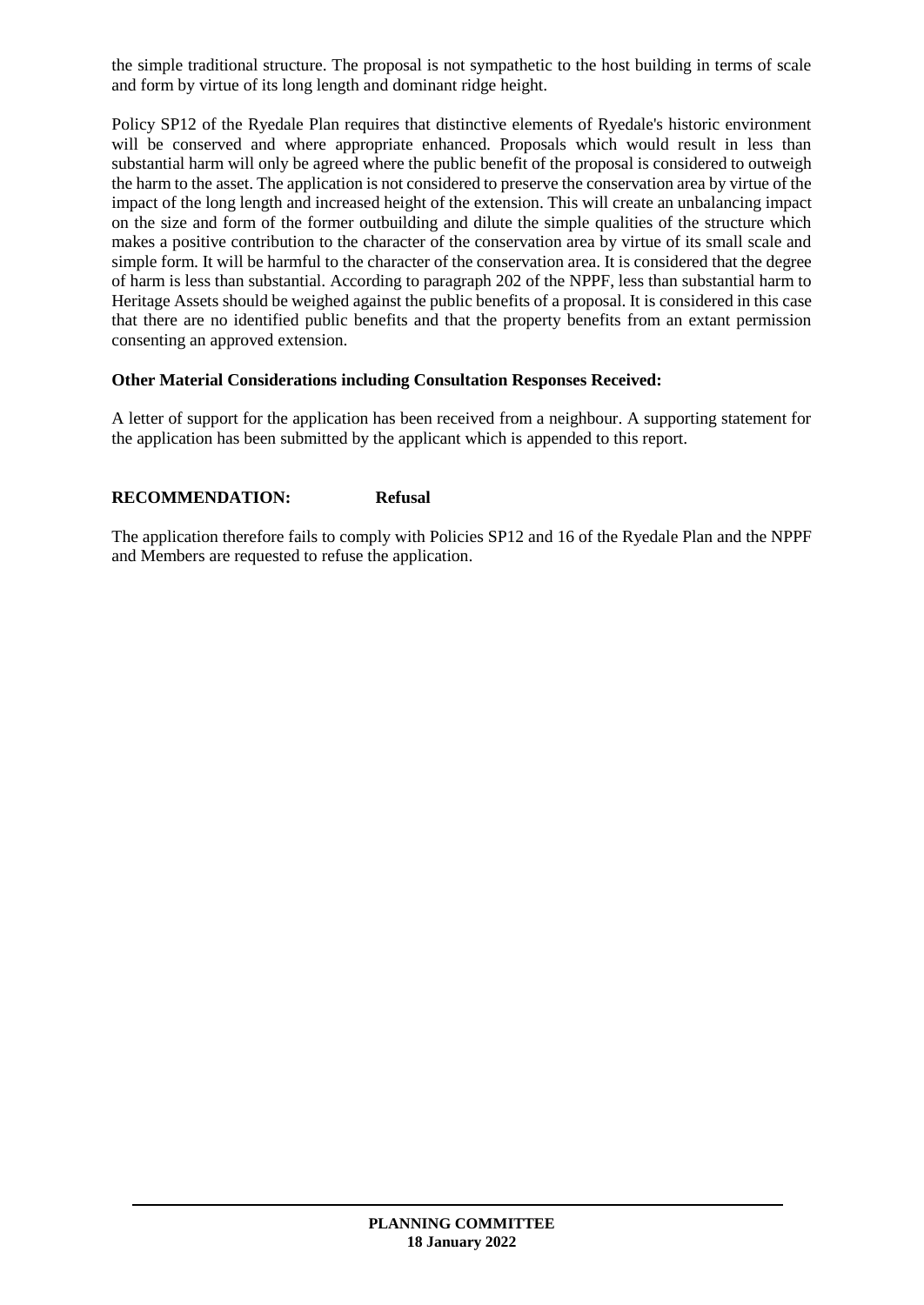the simple traditional structure. The proposal is not sympathetic to the host building in terms of scale and form by virtue of its long length and dominant ridge height.

Policy SP12 of the Ryedale Plan requires that distinctive elements of Ryedale's historic environment will be conserved and where appropriate enhanced. Proposals which would result in less than substantial harm will only be agreed where the public benefit of the proposal is considered to outweigh the harm to the asset. The application is not considered to preserve the conservation area by virtue of the impact of the long length and increased height of the extension. This will create an unbalancing impact on the size and form of the former outbuilding and dilute the simple qualities of the structure which makes a positive contribution to the character of the conservation area by virtue of its small scale and simple form. It will be harmful to the character of the conservation area. It is considered that the degree of harm is less than substantial. According to paragraph 202 of the NPPF, less than substantial harm to Heritage Assets should be weighed against the public benefits of a proposal. It is considered in this case that there are no identified public benefits and that the property benefits from an extant permission consenting an approved extension.

**Other Material Considerations including Consultation Responses Received:**

A letter of support for the application has been received from a neighbour. A supporting statement for the application has been submitted by the applicant which is appended to this report.

**RECOMMENDATION: Refusal**

The application therefore fails to comply with Policies SP12 and 16 of the Ryedale Plan and the NPPF and Members are requested to refuse the application.